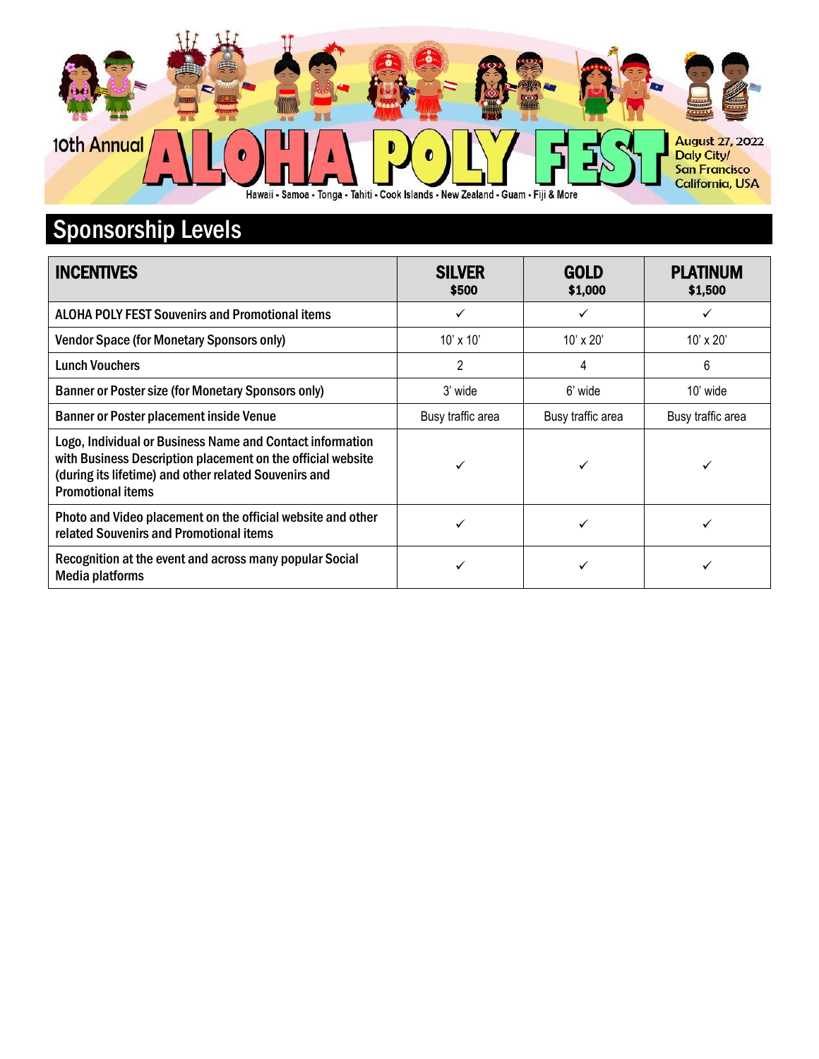10th Annual **ALOHA POLY FEST**

August 27, 2022
Daly City/
San Francisco
California, USA

Hawaii - Samoa - Tonga - Tahiti - Cook Islands - New Zealand - Guam - Fiji & More

## Sponsorship Levels

| INCENTIVES | SILVER $500 | GOLD $1,000 | PLATINUM $1,500 |
|---|---|---|---|
| ALOHA POLY FEST Souvenirs and Promotional items | ✓ | ✓ | ✓ |
| Vendor Space (for Monetary Sponsors only) | 10' x 10' | 10' x 20' | 10' x 20' |
| Lunch Vouchers | 2 | 4 | 6 |
| Banner or Poster size (for Monetary Sponsors only) | 3' wide | 6' wide | 10' wide |
| Banner or Poster placement inside Venue | Busy traffic area | Busy traffic area | Busy traffic area |
| Logo, Individual or Business Name and Contact information with Business Description placement on the official website (during its lifetime) and other related Souvenirs and Promotional items | ✓ | ✓ | ✓ |
| Photo and Video placement on the official website and other related Souvenirs and Promotional items | ✓ | ✓ | ✓ |
| Recognition at the event and across many popular Social Media platforms | ✓ | ✓ | ✓ |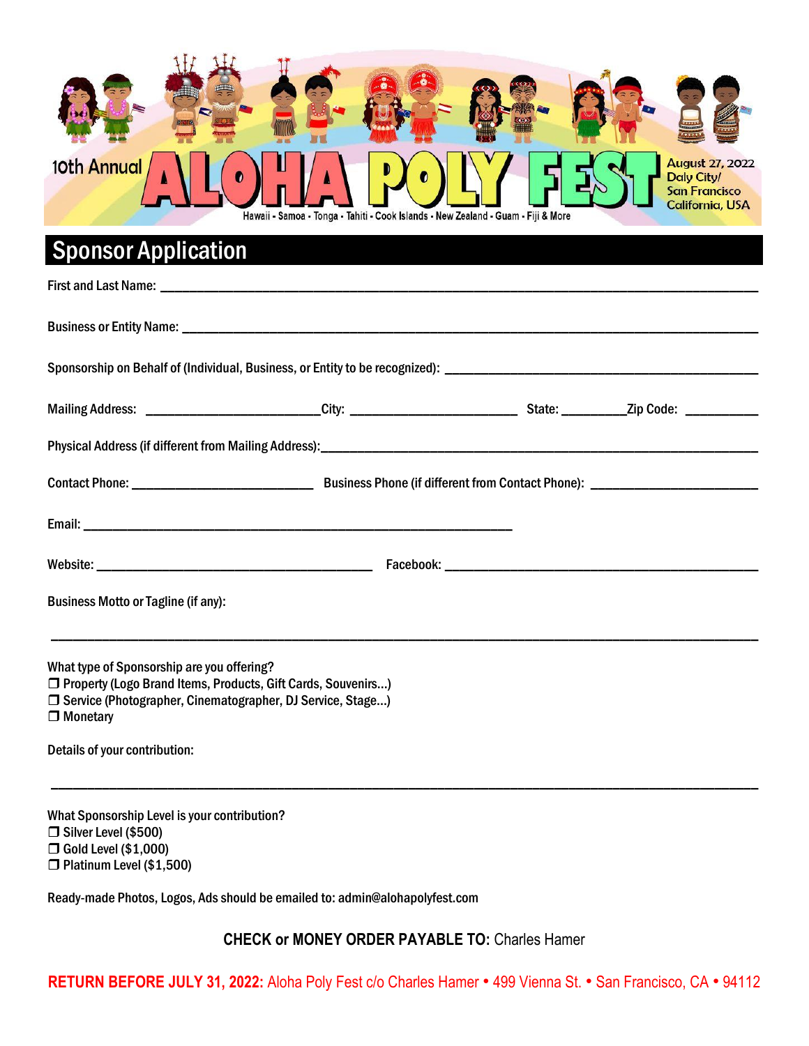10th Annual **ALOHA POLY FEST**

Hawaii - Samoa - Tonga - Tahiti - Cook Islands - New Zealand - Guam - Fiji & More

August 27, 2022
Daly City/
San Francisco
California, USA

# Sponsor Application

First and Last Name: ______________________________________________

Business or Entity Name: ______________________________________________

Sponsorship on Behalf of (Individual, Business, or Entity to be recognized): ______________________________________________

Mailing Address: ______________________City: ______________________ State: _________Zip Code: __________

Physical Address (if different from Mailing Address):______________________________________________

Contact Phone: ______________________ Business Phone (if different from Contact Phone): ______________________

Email: ______________________________________________

Website: ______________________________ Facebook: ______________________________

Business Motto or Tagline (if any):

______________________________________________

What type of Sponsorship are you offering?

❒ Property (Logo Brand Items, Products, Gift Cards, Souvenirs...)
❒ Service (Photographer, Cinematographer, DJ Service, Stage...)
❒ Monetary

Details of your contribution:

______________________________________________

What Sponsorship Level is your contribution?

❒ Silver Level ($500)
❒ Gold Level ($1,000)
❒ Platinum Level ($1,500)

Ready-made Photos, Logos, Ads should be emailed to: admin@alohapolyfest.com

**CHECK or MONEY ORDER PAYABLE TO:** Charles Hamer

**RETURN BEFORE JULY 31, 2022:** Aloha Poly Fest c/o Charles Hamer • 499 Vienna St. • San Francisco, CA • 94112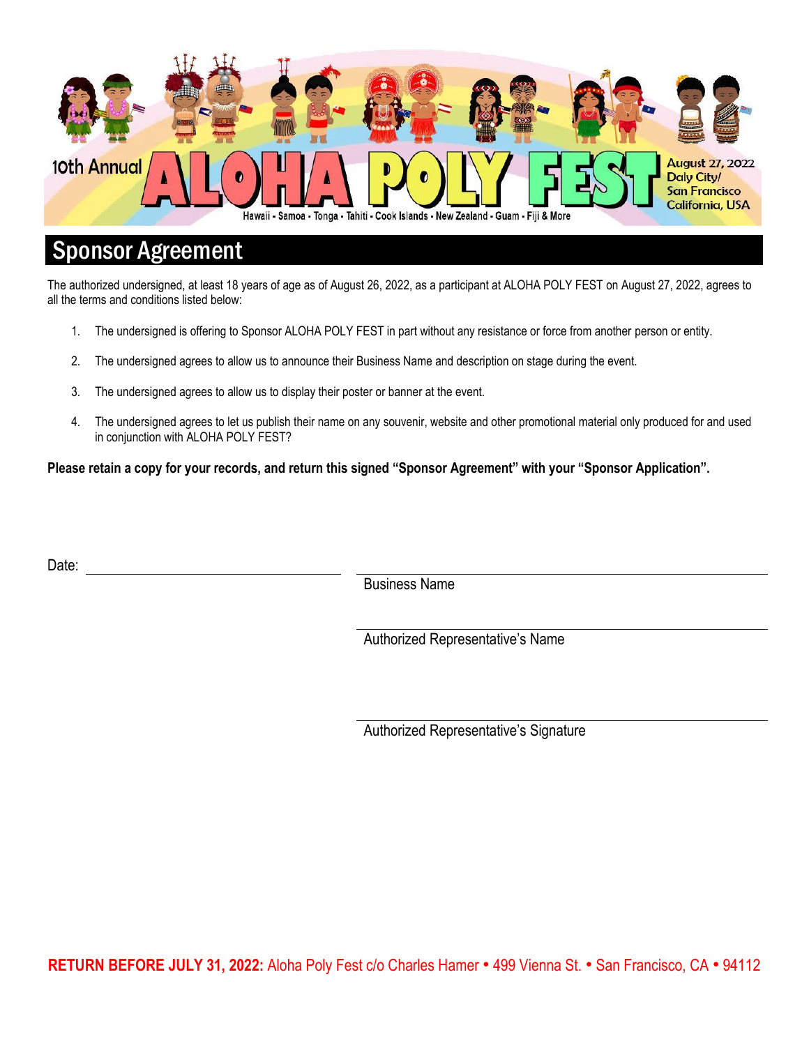10th Annual **ALOHA POLY FEST**

August 27, 2022
Daly City/
San Francisco
California, USA

Hawaii - Samoa - Tonga - Tahiti - Cook Islands - New Zealand - Guam - Fiji & More

## Sponsor Agreement

The authorized undersigned, at least 18 years of age as of August 26, 2022, as a participant at ALOHA POLY FEST on August 27, 2022, agrees to all the terms and conditions listed below:

1. The undersigned is offering to Sponsor ALOHA POLY FEST in part without any resistance or force from another person or entity.
2. The undersigned agrees to allow us to announce their Business Name and description on stage during the event.
3. The undersigned agrees to allow us to display their poster or banner at the event.
4. The undersigned agrees to let us publish their name on any souvenir, website and other promotional material only produced for and used in conjunction with ALOHA POLY FEST?

**Please retain a copy for your records, and return this signed "Sponsor Agreement" with your "Sponsor Application".**

Date: ______________________

______________________
Business Name

______________________
Authorized Representative's Name

______________________
Authorized Representative's Signature

**RETURN BEFORE JULY 31, 2022:** Aloha Poly Fest c/o Charles Hamer • 499 Vienna St. • San Francisco, CA • 94112